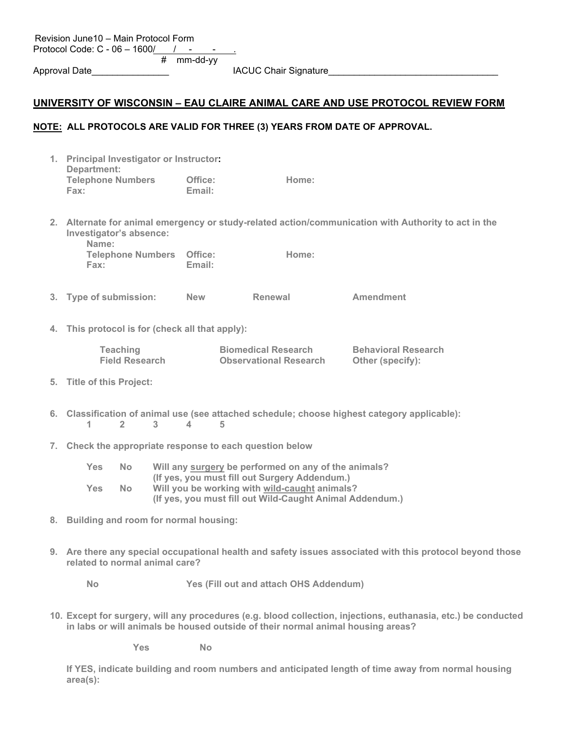Revision June10 – Main Protocol Form
Protocol Code: C - 06 – 1600/\_\_\_/\_\_-\_\_-\_\_.
\# mm-dd-yy

Approval Date\_\_\_\_\_\_\_\_\_\_\_\_\_\_\_ IACUC Chair Signature\_\_\_\_\_\_\_\_\_\_\_\_\_\_\_\_\_\_\_\_\_\_\_\_\_\_\_\_\_\_\_\_

## UNIVERSITY OF WISCONSIN – EAU CLAIRE ANIMAL CARE AND USE PROTOCOL REVIEW FORM

**NOTE: ALL PROTOCOLS ARE VALID FOR THREE (3) YEARS FROM DATE OF APPROVAL.**

1. **Principal Investigator or Instructor:**
   **Department:**
   **Telephone Numbers** **Office:** **Home:**
   **Fax:** **Email:**

2. **Alternate for animal emergency or study-related action/communication with Authority to act in the Investigator's absence:**
   **Name:**
   **Telephone Numbers** **Office:** **Home:**
   **Fax:** **Email:**

3. **Type of submission:** **New** **Renewal** **Amendment**

4. **This protocol is for (check all that apply):**

   **Teaching** **Biomedical Research** **Behavioral Research**
   **Field Research** **Observational Research** **Other (specify):**

5. **Title of this Project:**

6. **Classification of animal use (see attached schedule; choose highest category applicable):**
   **1 2 3 4 5**

7. **Check the appropriate response to each question below**

   **Yes No** **Will any surgery be performed on any of the animals?**
   **(If yes, you must fill out Surgery Addendum.)**
   **Yes No** **Will you be working with wild-caught animals?**
   **(If yes, you must fill out Wild-Caught Animal Addendum.)**

8. **Building and room for normal housing:**

9. **Are there any special occupational health and safety issues associated with this protocol beyond those related to normal animal care?**

   **No** **Yes (Fill out and attach OHS Addendum)**

10. **Except for surgery, will any procedures (e.g. blood collection, injections, euthanasia, etc.) be conducted in labs or will animals be housed outside of their normal animal housing areas?**

    **Yes** **No**

    **If YES, indicate building and room numbers and anticipated length of time away from normal housing area(s):**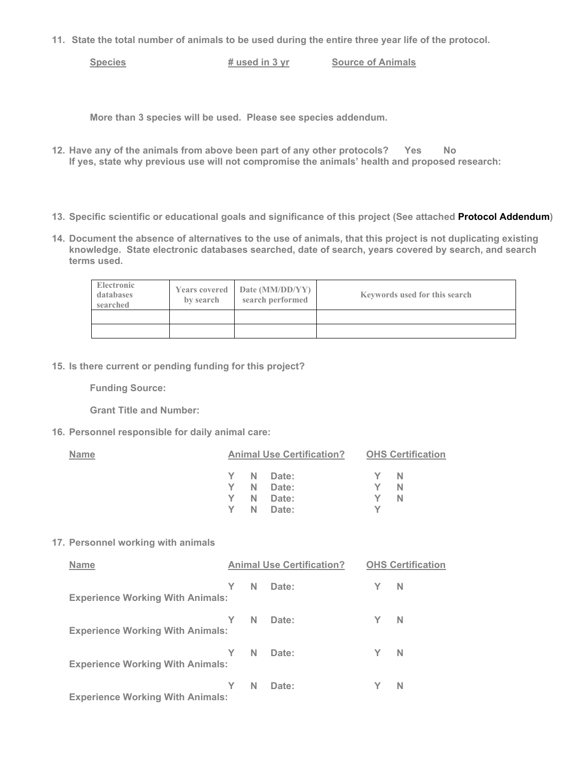11. **State the total number of animals to be used during the entire three year life of the protocol.**

    | **Species** | **# used in 3 yr** | **Source of Animals** |
    | --- | --- | --- |
    | | | |

    **More than 3 species will be used. Please see species addendum.**

12. **Have any of the animals from above been part of any other protocols? Yes No**
    **If yes, state why previous use will not compromise the animals' health and proposed research:**

13. **Specific scientific or educational goals and significance of this project (See attached Protocol Addendum)**

14. **Document the absence of alternatives to the use of animals, that this project is not duplicating existing knowledge. State electronic databases searched, date of search, years covered by search, and search terms used.**

| Electronic databases searched | Years covered by search | Date (MM/DD/YY) search performed | Keywords used for this search |
| --- | --- | --- | --- |
| | | | |
| | | | |

15. **Is there current or pending funding for this project?**

    **Funding Source:**

    **Grant Title and Number:**

16. **Personnel responsible for daily animal care:**

| **Name** | **Animal Use Certification?** | **OHS Certification** |
| --- | --- | --- |
| | Y N Date: | Y N |
| | Y N Date: | Y N |
| | Y N Date: | Y N |
| | Y N Date: | Y |

17. **Personnel working with animals**

| **Name** | **Animal Use Certification?** | **OHS Certification** |
| --- | --- | --- |
| | Y N Date: | Y N |
| **Experience Working With Animals:** | | |
| | Y N Date: | Y N |
| **Experience Working With Animals:** | | |
| | Y N Date: | Y N |
| **Experience Working With Animals:** | | |
| | Y N Date: | Y N |
| **Experience Working With Animals:** | | |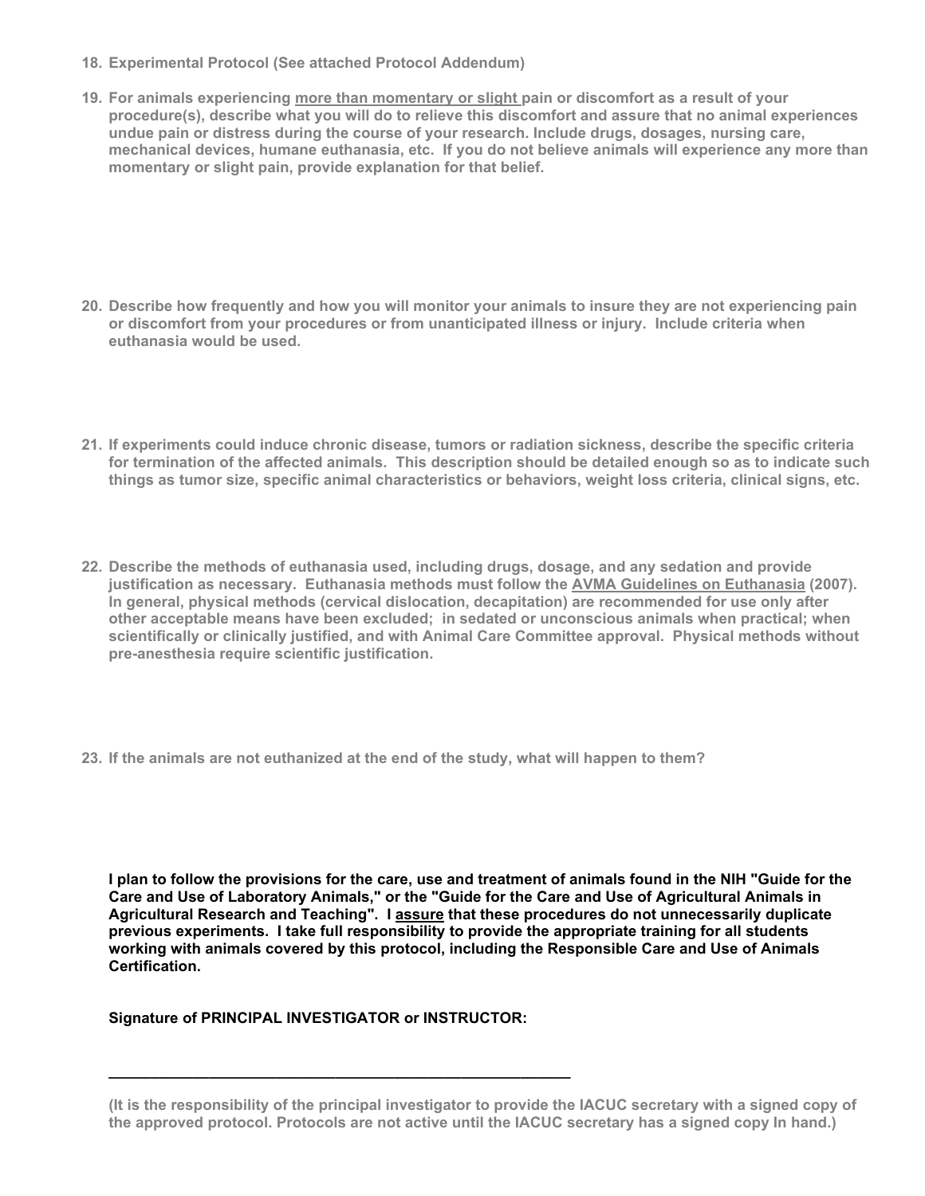18. **Experimental Protocol (See attached Protocol Addendum)**

19. **For animals experiencing more than momentary or slight pain or discomfort as a result of your procedure(s), describe what you will do to relieve this discomfort and assure that no animal experiences undue pain or distress during the course of your research. Include drugs, dosages, nursing care, mechanical devices, humane euthanasia, etc. If you do not believe animals will experience any more than momentary or slight pain, provide explanation for that belief.**

20. **Describe how frequently and how you will monitor your animals to insure they are not experiencing pain or discomfort from your procedures or from unanticipated illness or injury. Include criteria when euthanasia would be used.**

21. **If experiments could induce chronic disease, tumors or radiation sickness, describe the specific criteria for termination of the affected animals. This description should be detailed enough so as to indicate such things as tumor size, specific animal characteristics or behaviors, weight loss criteria, clinical signs, etc.**

22. **Describe the methods of euthanasia used, including drugs, dosage, and any sedation and provide justification as necessary. Euthanasia methods must follow the AVMA Guidelines on Euthanasia (2007). In general, physical methods (cervical dislocation, decapitation) are recommended for use only after other acceptable means have been excluded; in sedated or unconscious animals when practical; when scientifically or clinically justified, and with Animal Care Committee approval. Physical methods without pre-anesthesia require scientific justification.**

23. **If the animals are not euthanized at the end of the study, what will happen to them?**

**I plan to follow the provisions for the care, use and treatment of animals found in the NIH "Guide for the Care and Use of Laboratory Animals," or the "Guide for the Care and Use of Agricultural Animals in Agricultural Research and Teaching". I assure that these procedures do not unnecessarily duplicate previous experiments. I take full responsibility to provide the appropriate training for all students working with animals covered by this protocol, including the Responsible Care and Use of Animals Certification.**

**Signature of PRINCIPAL INVESTIGATOR or INSTRUCTOR:**

\_\_\_\_\_\_\_\_\_\_\_\_\_\_\_\_\_\_\_\_\_\_\_\_\_\_\_\_\_\_\_\_\_\_\_\_\_\_\_\_\_\_\_\_\_\_\_\_\_\_

**(It is the responsibility of the principal investigator to provide the IACUC secretary with a signed copy of the approved protocol. Protocols are not active until the IACUC secretary has a signed copy In hand.)**